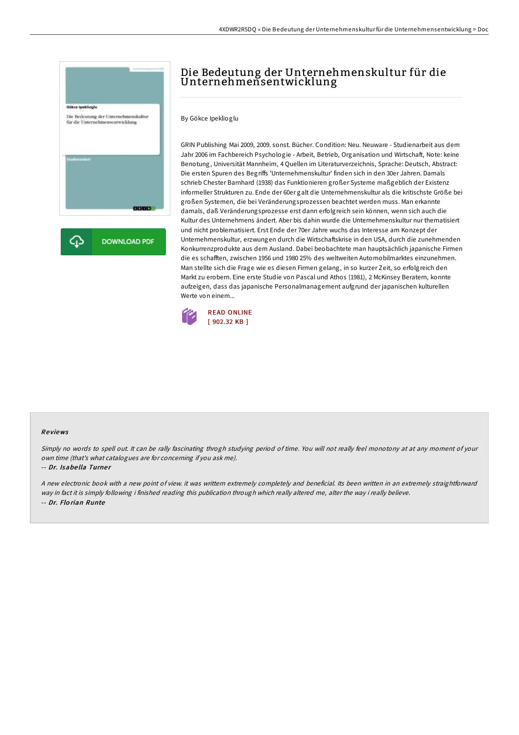# Die Bedeutung der Unternehmenskultur für die Unternehmensentwicklung

By Gökce Ipeklioglu

GRIN Publishing Mai 2009, 2009. sonst. Bücher. Condition: Neu. Neuware - Studienarbeit aus dem Jahr 2006 im Fachbereich Psychologie - Arbeit, Betrieb, Organisation und Wirtschaft, Note: keine Benotung, Universität Mannheim, 4 Quellen im Literaturverzeichnis, Sprache: Deutsch, Abstract: Die ersten Spuren des Begriffs 'Unternehmenskultur' finden sich in den 30er Jahren. Damals schrieb Chester Barnhard (1938) das Funktionieren großer Systeme maßgeblich der Existenz informeller Strukturen zu. Ende der 60er galt die Unternehmenskultur als die kritischste Größe bei großen Systemen, die bei Veränderungsprozessen beachtet werden muss. Man erkannte damals, daß Veränderungsprozesse erst dann erfolgreich sein können, wenn sich auch die Kultur des Unternehmens ändert. Aber bis dahin wurde die Unternehmenskultur nur thematisiert und nicht problematisiert. Erst Ende der 70er Jahre wuchs das Interesse am Konzept der Unternehmenskultur, erzwungen durch die Wirtschaftskrise in den USA, durch die zunehmenden Konkurrenzprodukte aus dem Ausland. Dabei beobachtete man hauptsächlich japanische Firmen die es schafften, zwischen 1956 und 1980 25% des weltweiten Automobilmarktes einzunehmen. Man stellte sich die Frage wie es diesen Firmen gelang, in so kurzer Zeit, so erfolgreich den Markt zu erobern. Eine erste Studie von Pascal und Athos (1981), 2 McKinsey Beratern, konnte aufzeigen, dass das japanische Personalmanagement aufgrund der japanischen kulturellen Werte von einem...

READ ONLINE
[ 902.32 KB ]

## Reviews

*Simply no words to spell out. It can be rally fascinating throgh studying period of time. You will not really feel monotony at at any moment of your own time (that's what catalogues are for concerning if you ask me).*

-- ***Dr. Isabella Turner***

*A new electronic book with a new point of view. it was writtern extremely completely and beneficial. Its been written in an extremely straightforward way in fact it is simply following i finished reading this publication through which really altered me, alter the way i really believe.*

-- ***Dr. Florian Runte***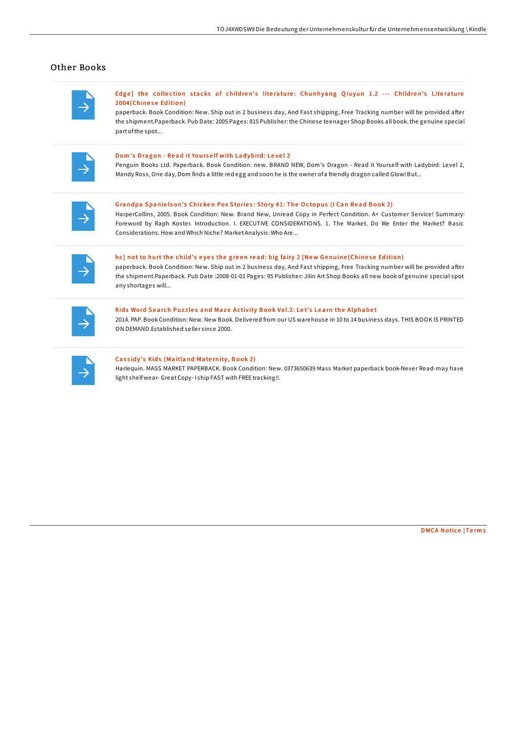## Other Books

### Edge] the collection stacks of children's literature: Chunhyang Qiuyun 1.2 --- Children's Literature 2004(Chinese Edition)

paperback. Book Condition: New. Ship out in 2 business day, And Fast shipping, Free Tracking number will be provided after the shipment.Paperback. Pub Date: 2005 Pages: 815 Publisher: the Chinese teenager Shop Books all book. the genuine special part of the spot...

### Dom's Dragon - Read it Yourself with Ladybird: Level 2

Penguin Books Ltd. Paperback. Book Condition: new. BRAND NEW, Dom's Dragon - Read it Yourself with Ladybird: Level 2, Mandy Ross, One day, Dom finds a little red egg and soon he is the owner of a friendly dragon called Glow! But...

### Grandpa Spanielson's Chicken Pox Stories: Story #1: The Octopus (I Can Read Book 2)

HarperCollins, 2005. Book Condition: New. Brand New, Unread Copy in Perfect Condition. A+ Customer Service! Summary: Foreword by Raph Koster. Introduction. I. EXECUTIVE CONSIDERATIONS. 1. The Market. Do We Enter the Market? Basic Considerations. How and Which Niche? Market Analysis: Who Are...

### hc] not to hurt the child's eyes the green read: big fairy 2 [New Genuine(Chinese Edition)

paperback. Book Condition: New. Ship out in 2 business day, And Fast shipping, Free Tracking number will be provided after the shipment.Paperback. Pub Date :2008-01-01 Pages: 95 Publisher: Jilin Art Shop Books all new book of genuine special spot any shortages will...

### Kids Word Search Puzzles and Maze Activity Book Vol.2: Let's Learn the Alphabet

2014. PAP. Book Condition: New. New Book. Delivered from our US warehouse in 10 to 14 business days. THIS BOOK IS PRINTED ON DEMAND.Established seller since 2000.

### Cassidy's Kids (Maitland Maternity, Book 2)

Harlequin. MASS MARKET PAPERBACK. Book Condition: New. 0373650639 Mass Market paperback book-Never Read-may have light shelf wear- Great Copy- I ship FAST with FREE tracking!!.

DMCA Notice | Terms